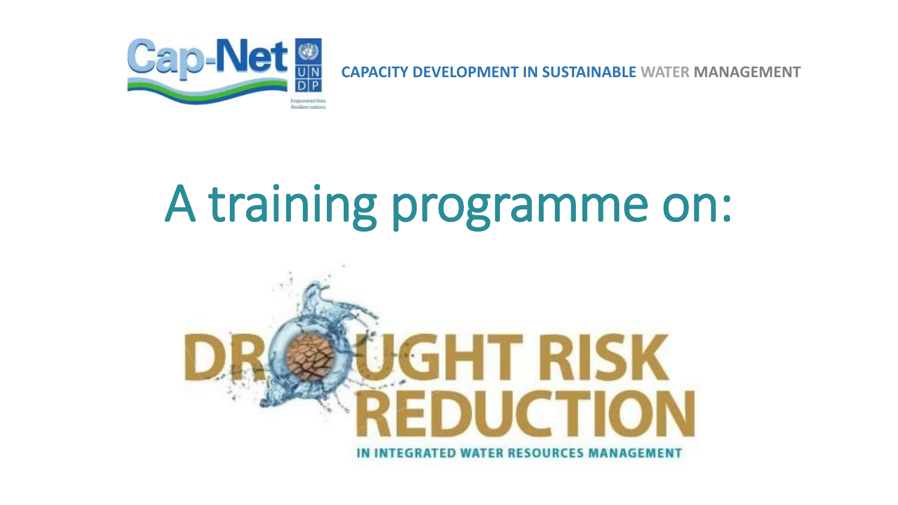Cap-Net UNDP

Empowered lives. Resilient nations.

**CAPACITY DEVELOPMENT IN SUSTAINABLE WATER MANAGEMENT**

# A training programme on:

# DROUGHT RISK REDUCTION

**IN INTEGRATED WATER RESOURCES MANAGEMENT**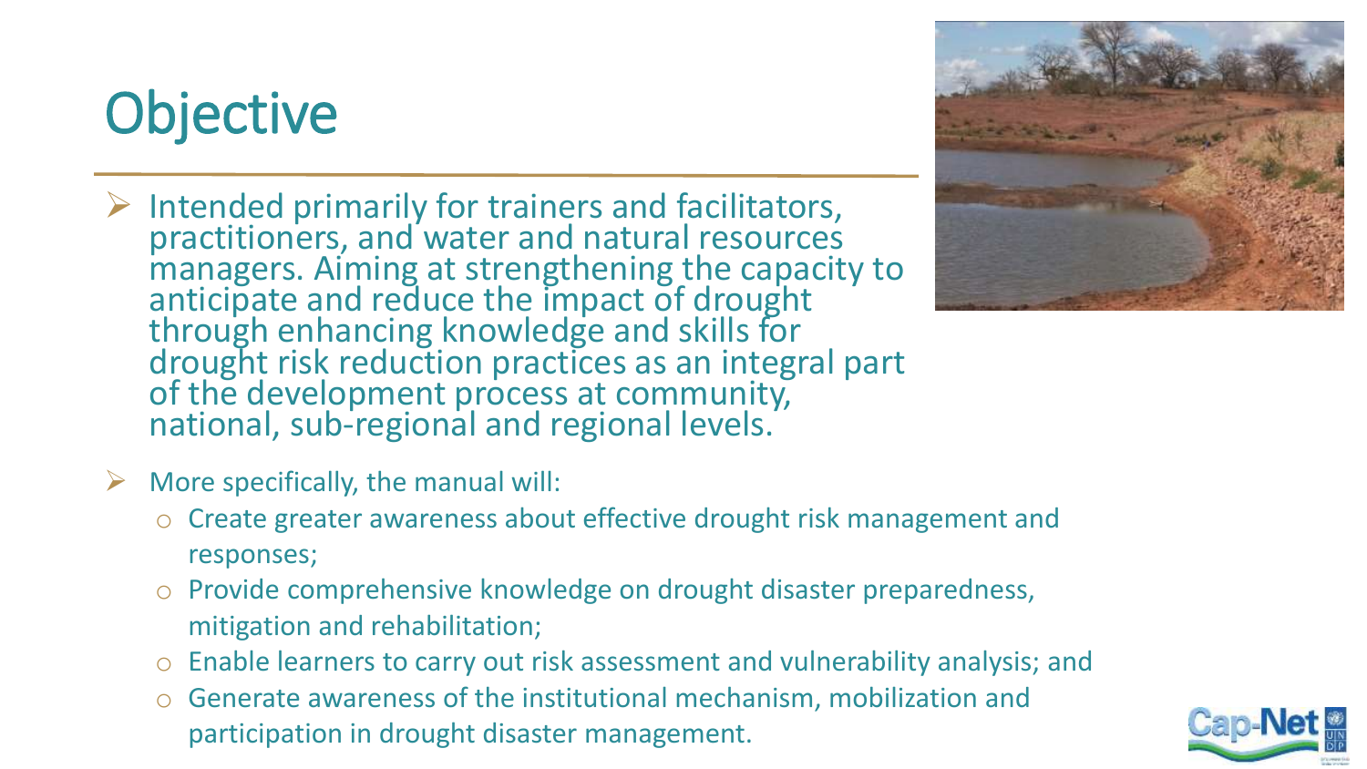# Objective

- Intended primarily for trainers and facilitators, practitioners, and water and natural resources managers. Aiming at strengthening the capacity to anticipate and reduce the impact of drought through enhancing knowledge and skills for drought risk reduction practices as an integral part of the development process at community, national, sub-regional and regional levels.

- More specifically, the manual will:
  - Create greater awareness about effective drought risk management and responses;
  - Provide comprehensive knowledge on drought disaster preparedness, mitigation and rehabilitation;
  - Enable learners to carry out risk assessment and vulnerability analysis; and
  - Generate awareness of the institutional mechanism, mobilization and participation in drought disaster management.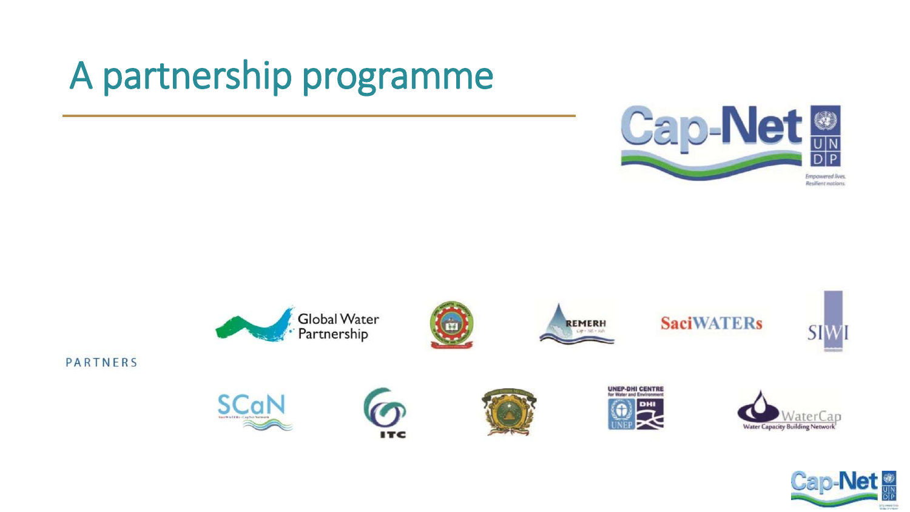# A partnership programme

PARTNERS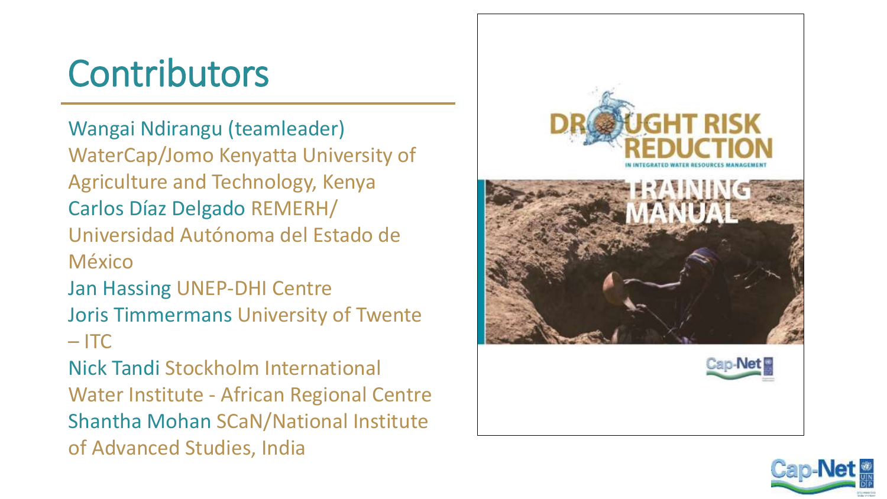# Contributors

Wangai Ndirangu (teamleader) WaterCap/Jomo Kenyatta University of Agriculture and Technology, Kenya

Carlos Díaz Delgado REMERH/ Universidad Autónoma del Estado de México

Jan Hassing UNEP-DHI Centre

Joris Timmermans University of Twente – ITC

Nick Tandi Stockholm International Water Institute - African Regional Centre

Shantha Mohan SCaN/National Institute of Advanced Studies, India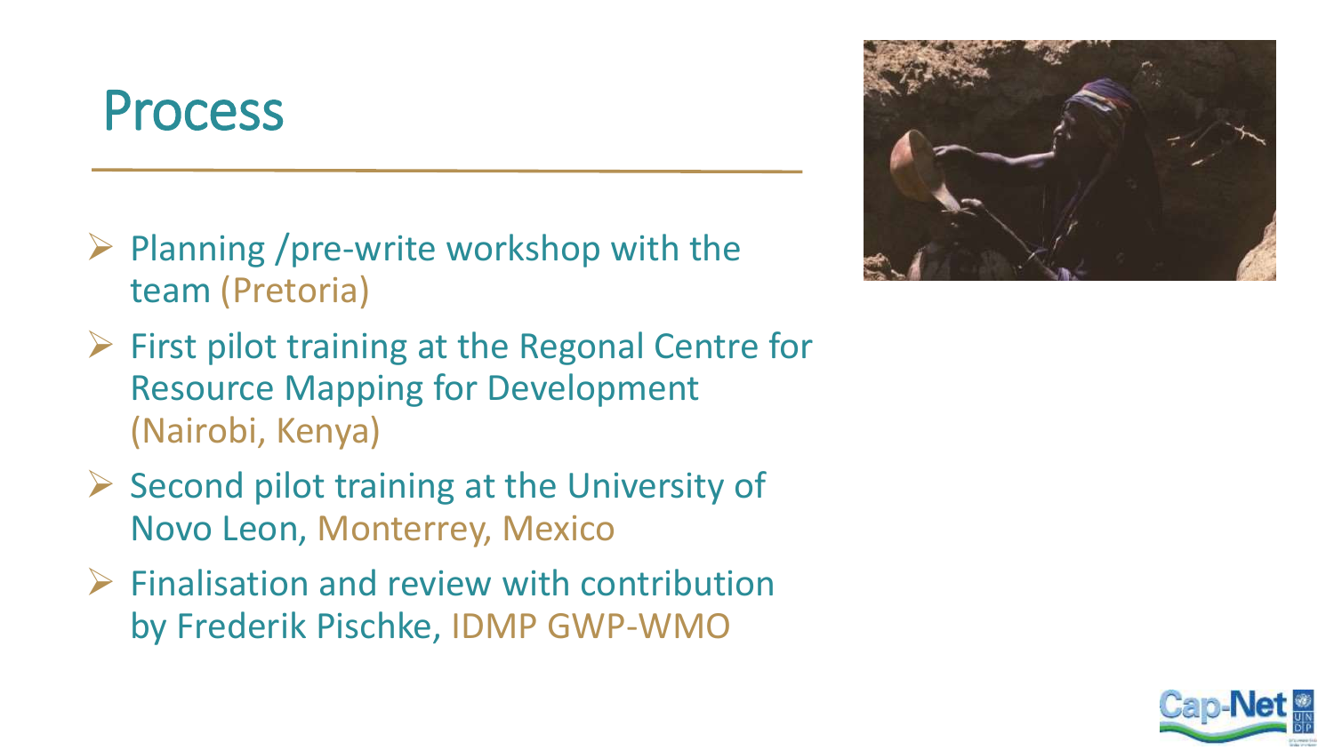# Process

- Planning /pre-write workshop with the team (Pretoria)
- First pilot training at the Regonal Centre for Resource Mapping for Development (Nairobi, Kenya)
- Second pilot training at the University of Novo Leon, Monterrey, Mexico
- Finalisation and review with contribution by Frederik Pischke, IDMP GWP-WMO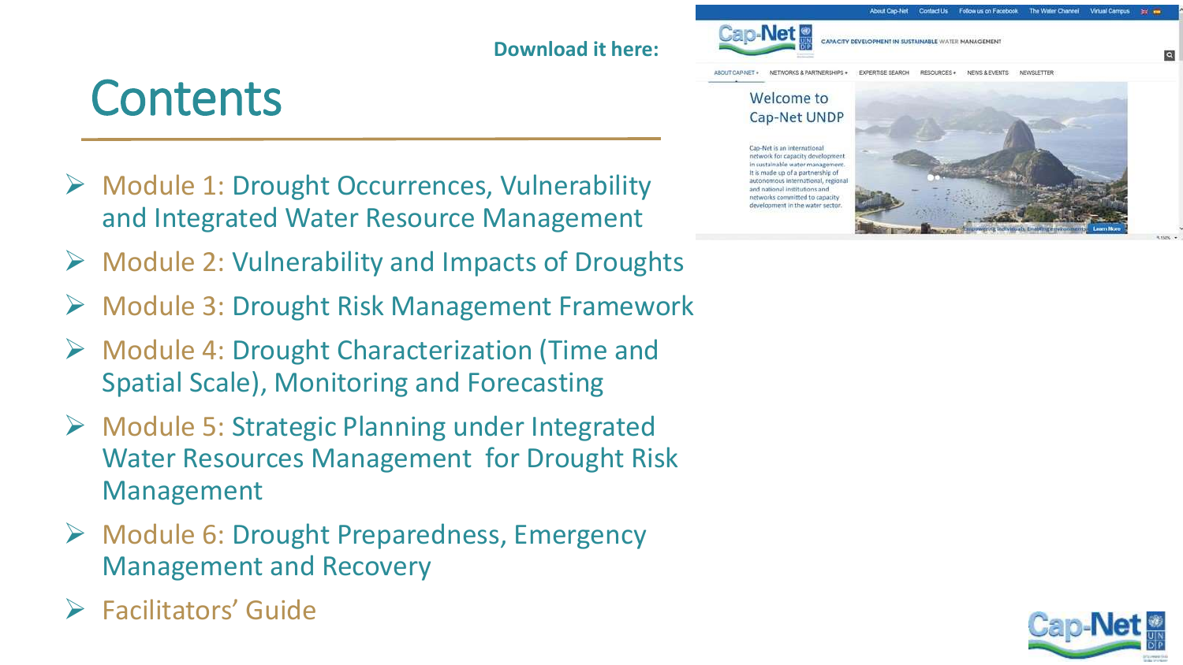Download it here:

# Contents

- Module 1: Drought Occurrences, Vulnerability and Integrated Water Resource Management
- Module 2: Vulnerability and Impacts of Droughts
- Module 3: Drought Risk Management Framework
- Module 4: Drought Characterization (Time and Spatial Scale), Monitoring and Forecasting
- Module 5: Strategic Planning under Integrated Water Resources Management for Drought Risk Management
- Module 6: Drought Preparedness, Emergency Management and Recovery
- Facilitators' Guide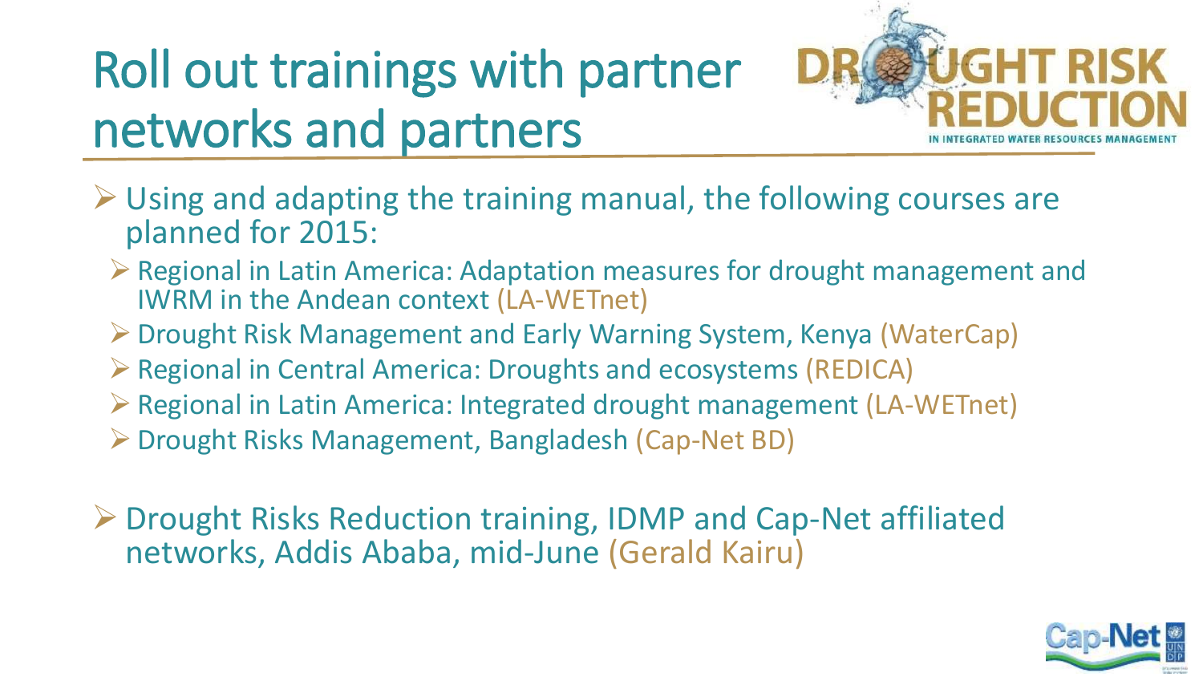# Roll out trainings with partner networks and partners

- Using and adapting the training manual, the following courses are planned for 2015:
  - Regional in Latin America: Adaptation measures for drought management and IWRM in the Andean context (LA-WETnet)
  - Drought Risk Management and Early Warning System, Kenya (WaterCap)
  - Regional in Central America: Droughts and ecosystems (REDICA)
  - Regional in Latin America: Integrated drought management (LA-WETnet)
  - Drought Risks Management, Bangladesh (Cap-Net BD)

- Drought Risks Reduction training, IDMP and Cap-Net affiliated networks, Addis Ababa, mid-June (Gerald Kairu)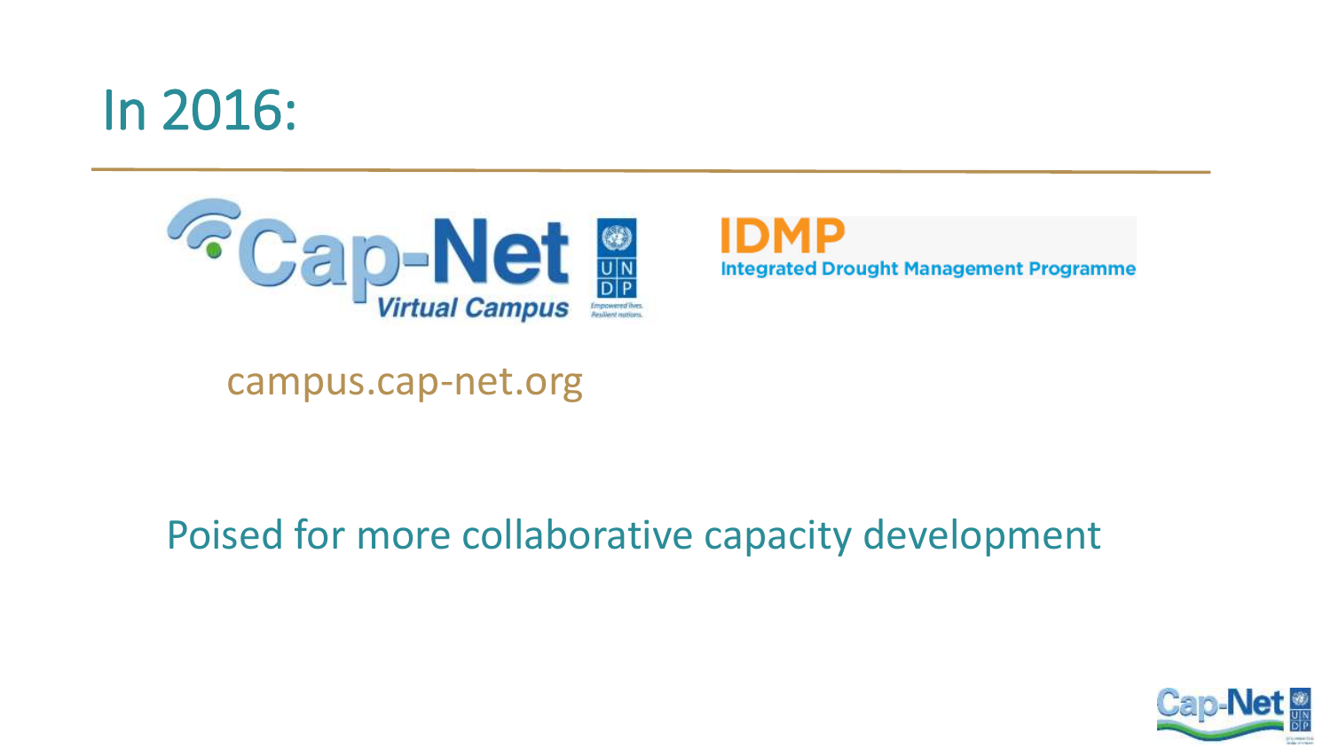# In 2016:

Cap-Net Virtual Campus

IDMP Integrated Drought Management Programme

campus.cap-net.org

Poised for more collaborative capacity development